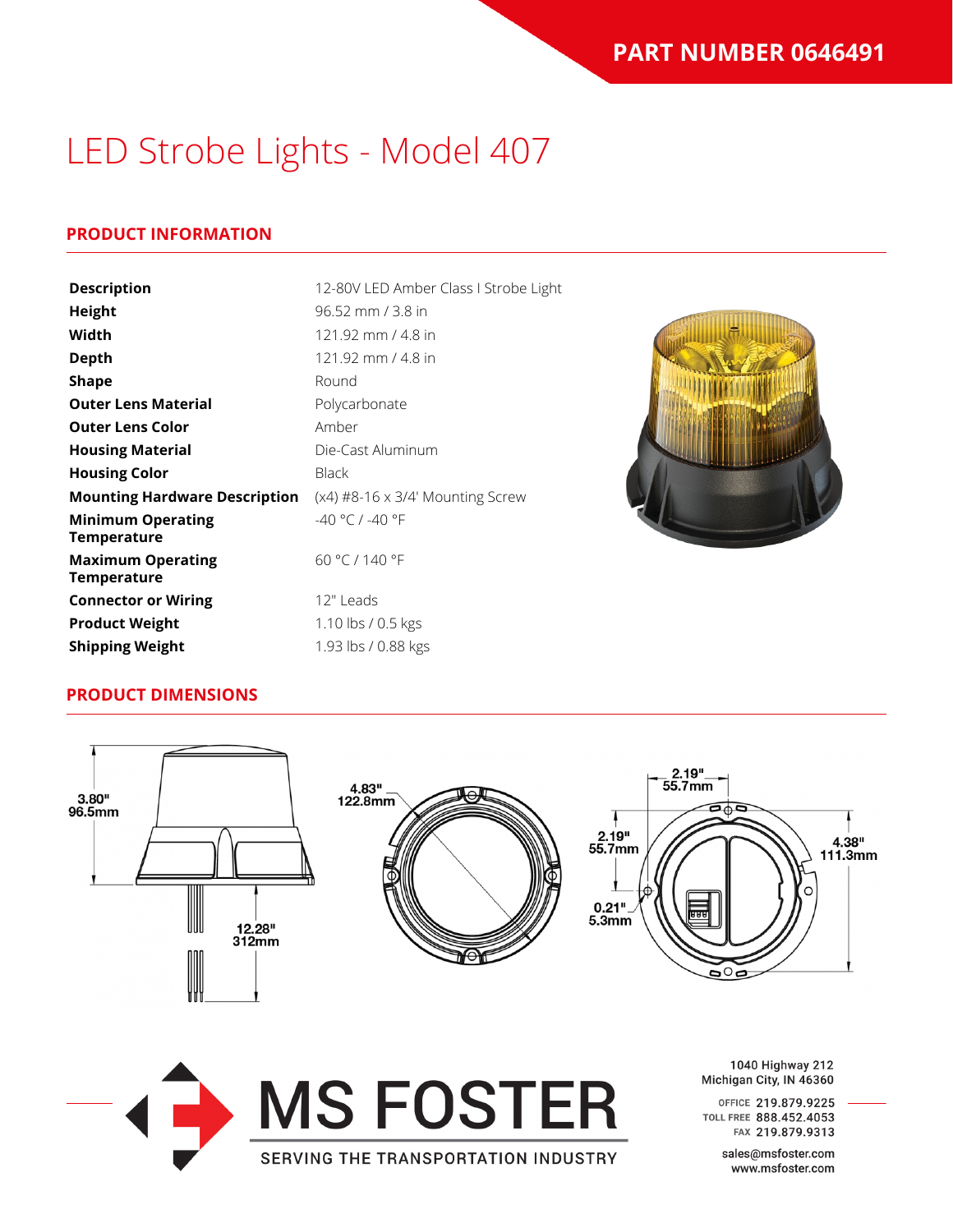**PART NUMBER 0646491**

# LED Strobe Lights - Model 407

## PRODUCT INFORMATION

| | |
|---|---|
| **Description** | 12-80V LED Amber Class I Strobe Light |
| **Height** | 96.52 mm / 3.8 in |
| **Width** | 121.92 mm / 4.8 in |
| **Depth** | 121.92 mm / 4.8 in |
| **Shape** | Round |
| **Outer Lens Material** | Polycarbonate |
| **Outer Lens Color** | Amber |
| **Housing Material** | Die-Cast Aluminum |
| **Housing Color** | Black |
| **Mounting Hardware Description** | (x4) #8-16 x 3/4' Mounting Screw |
| **Minimum Operating Temperature** | -40 °C / -40 °F |
| **Maximum Operating Temperature** | 60 °C / 140 °F |
| **Connector or Wiring** | 12" Leads |
| **Product Weight** | 1.10 lbs / 0.5 kgs |
| **Shipping Weight** | 1.93 lbs / 0.88 kgs |

## PRODUCT DIMENSIONS

3.80" 96.5mm

12.28" 312mm

4.83" 122.8mm

2.19" 55.7mm

2.19" 55.7mm

0.21" 5.3mm

4.38" 111.3mm

MS FOSTER
SERVING THE TRANSPORTATION INDUSTRY

1040 Highway 212
Michigan City, IN 46360

OFFICE 219.879.9225
TOLL FREE 888.452.4053
FAX 219.879.9313

sales@msfoster.com
www.msfoster.com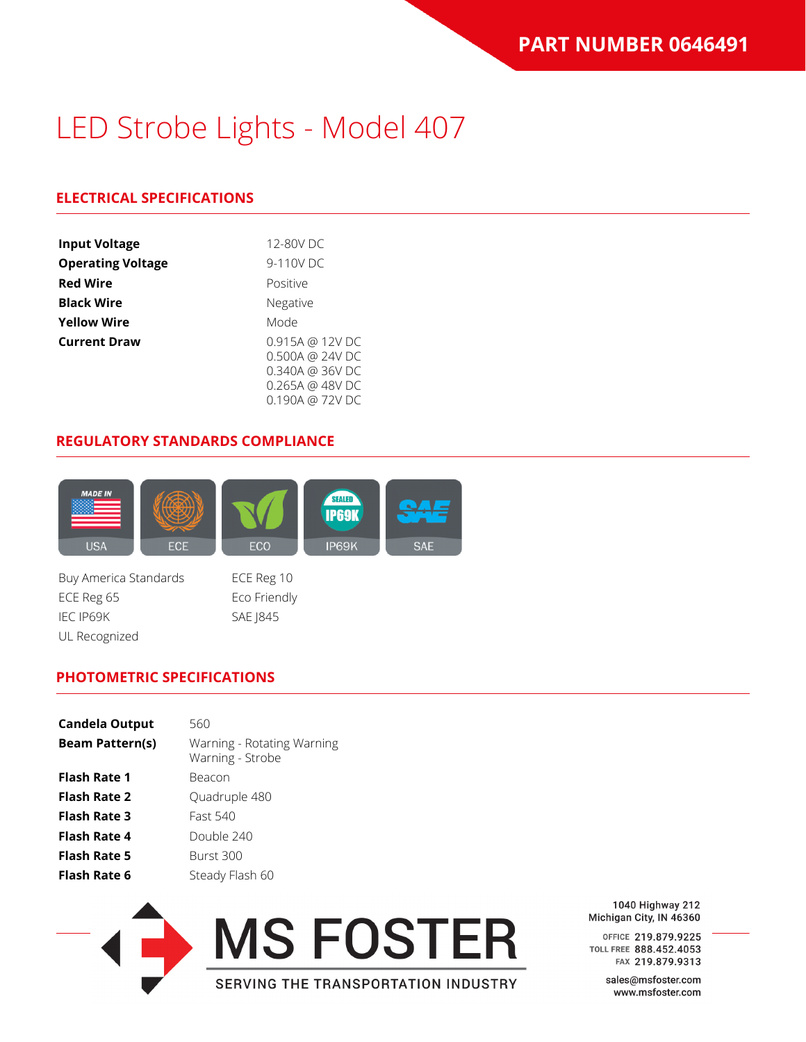PART NUMBER 0646491

# LED Strobe Lights - Model 407

## ELECTRICAL SPECIFICATIONS

| | |
|---|---|
| **Input Voltage** | 12-80V DC |
| **Operating Voltage** | 9-110V DC |
| **Red Wire** | Positive |
| **Black Wire** | Negative |
| **Yellow Wire** | Mode |
| **Current Draw** | 0.915A @ 12V DC<br>0.500A @ 24V DC<br>0.340A @ 36V DC<br>0.265A @ 48V DC<br>0.190A @ 72V DC |

## REGULATORY STANDARDS COMPLIANCE

USA | ECE | ECO | IP69K | SAE

- Buy America Standards
- ECE Reg 65
- IEC IP69K
- UL Recognized
- ECE Reg 10
- Eco Friendly
- SAE J845

## PHOTOMETRIC SPECIFICATIONS

| | |
|---|---|
| **Candela Output** | 560 |
| **Beam Pattern(s)** | Warning - Rotating Warning<br>Warning - Strobe |
| **Flash Rate 1** | Beacon |
| **Flash Rate 2** | Quadruple 480 |
| **Flash Rate 3** | Fast 540 |
| **Flash Rate 4** | Double 240 |
| **Flash Rate 5** | Burst 300 |
| **Flash Rate 6** | Steady Flash 60 |

MS FOSTER
SERVING THE TRANSPORTATION INDUSTRY

1040 Highway 212
Michigan City, IN 46360

OFFICE 219.879.9225
TOLL FREE 888.452.4053
FAX 219.879.9313

sales@msfoster.com
www.msfoster.com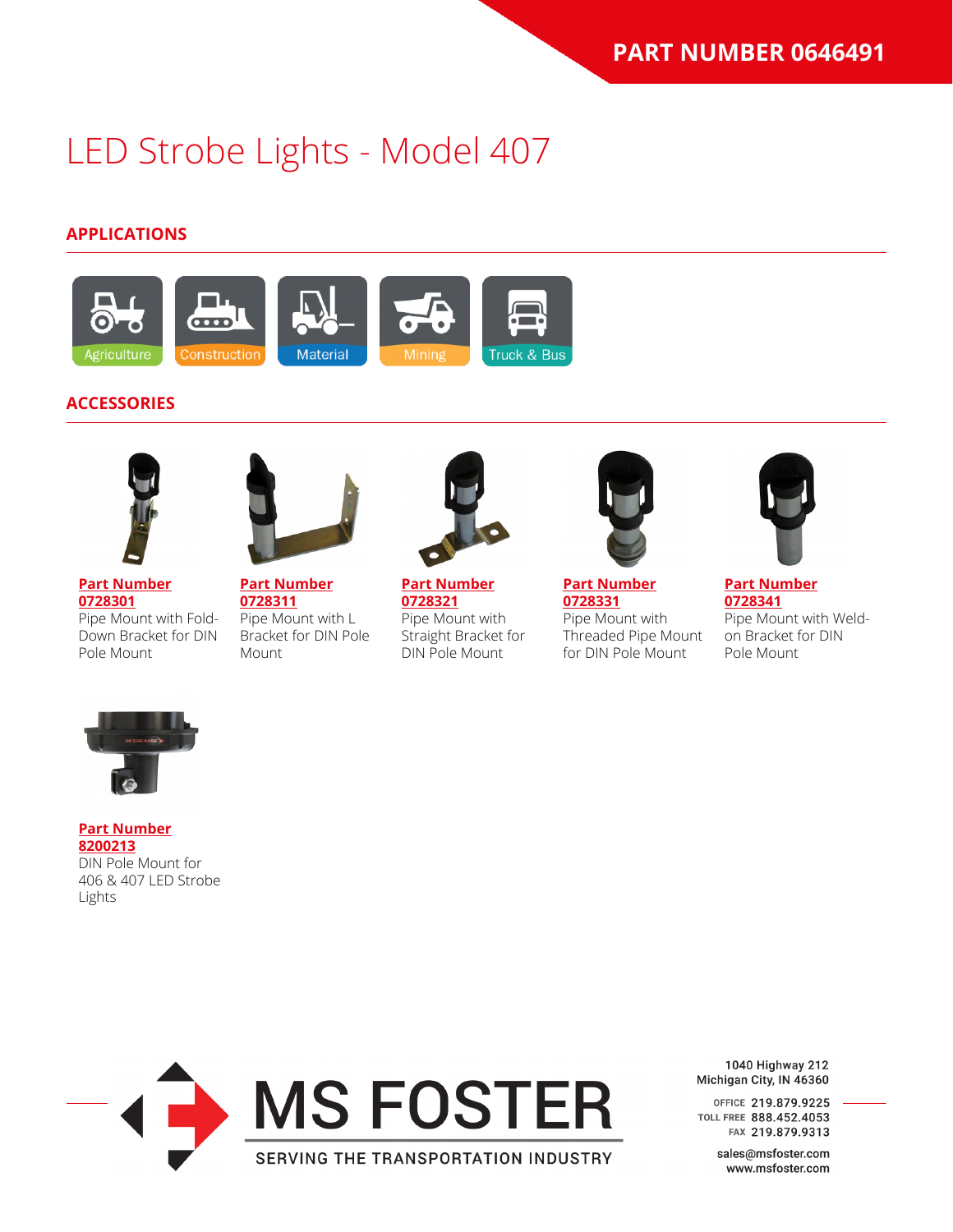**PART NUMBER 0646491**

# LED Strobe Lights - Model 407

## APPLICATIONS

Agriculture
Construction
Material
Mining
Truck & Bus

## ACCESSORIES

**Part Number 0728301**
Pipe Mount with Fold-Down Bracket for DIN Pole Mount

**Part Number 0728311**
Pipe Mount with L Bracket for DIN Pole Mount

**Part Number 0728321**
Pipe Mount with Straight Bracket for DIN Pole Mount

**Part Number 0728331**
Pipe Mount with Threaded Pipe Mount for DIN Pole Mount

**Part Number 0728341**
Pipe Mount with Weld-on Bracket for DIN Pole Mount

**Part Number 8200213**
DIN Pole Mount for 406 & 407 LED Strobe Lights

MS FOSTER
SERVING THE TRANSPORTATION INDUSTRY

1040 Highway 212
Michigan City, IN 46360

OFFICE 219.879.9225
TOLL FREE 888.452.4053
FAX 219.879.9313

sales@msfoster.com
www.msfoster.com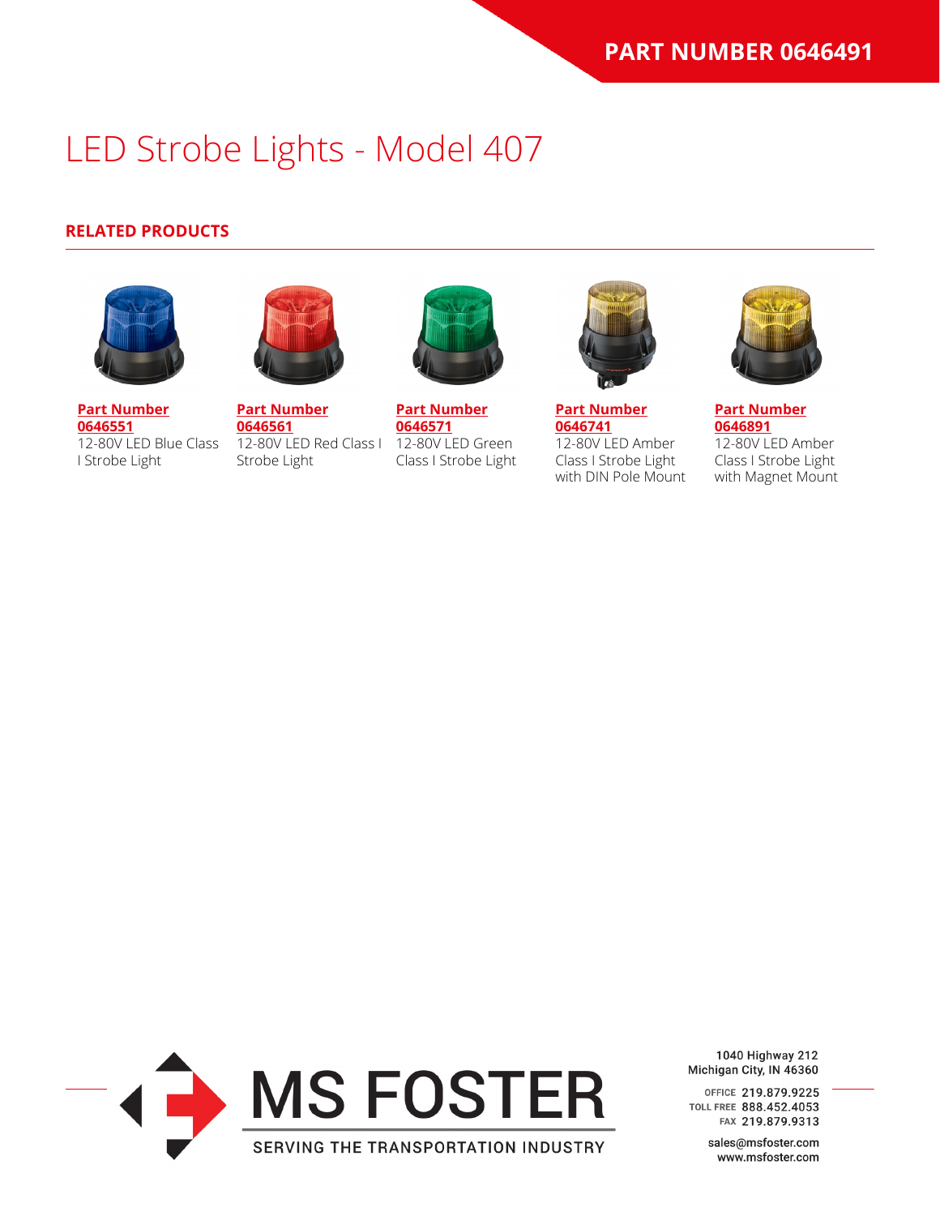PART NUMBER 0646491

# LED Strobe Lights - Model 407

## RELATED PRODUCTS

**Part Number 0646551**
12-80V LED Blue Class I Strobe Light

**Part Number 0646561**
12-80V LED Red Class I Strobe Light

**Part Number 0646571**
12-80V LED Green Class I Strobe Light

**Part Number 0646741**
12-80V LED Amber Class I Strobe Light with DIN Pole Mount

**Part Number 0646891**
12-80V LED Amber Class I Strobe Light with Magnet Mount

MS FOSTER
SERVING THE TRANSPORTATION INDUSTRY

1040 Highway 212
Michigan City, IN 46360

OFFICE 219.879.9225
TOLL FREE 888.452.4053
FAX 219.879.9313

sales@msfoster.com
www.msfoster.com